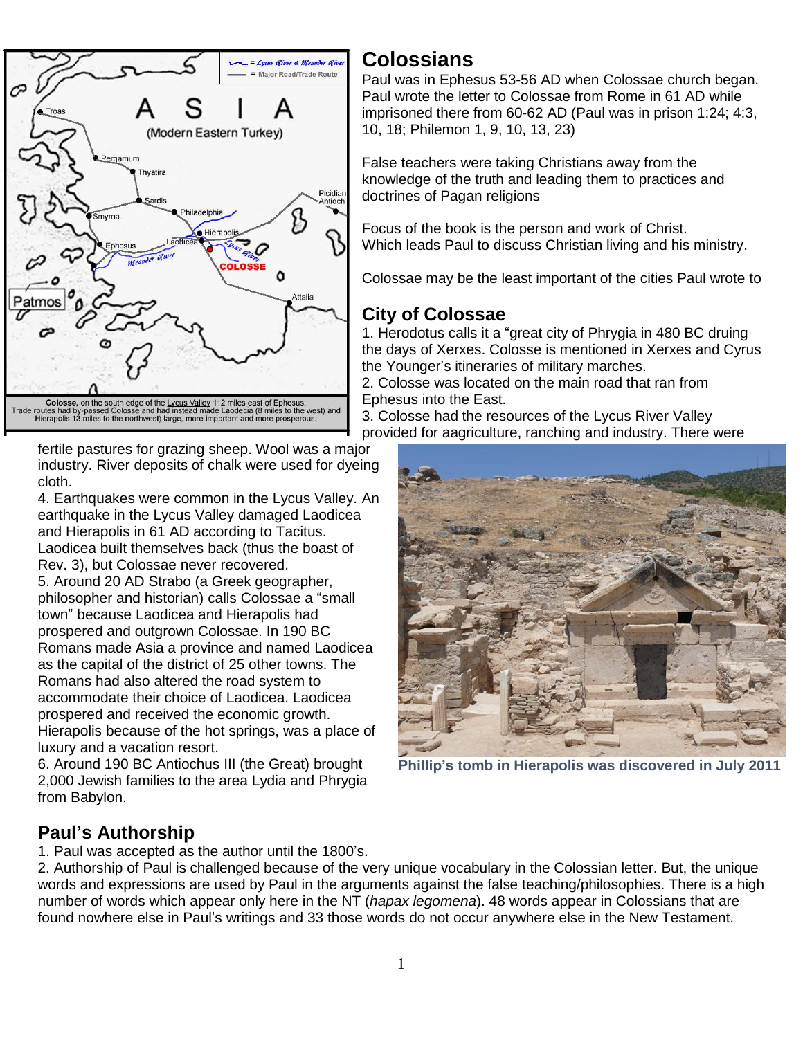Colosse, on the south edge of the Lycus Valley 112 miles east of Ephesus. Trade routes had by-passed Colosse and had instead made Laodecia (8 miles to the west) and Hierapolis 13 miles to the northwest) large, more important and more prosperous.

# Colossians

Paul was in Ephesus 53-56 AD when Colossae church began. Paul wrote the letter to Colossae from Rome in 61 AD while imprisoned there from 60-62 AD (Paul was in prison 1:24; 4:3, 10, 18; Philemon 1, 9, 10, 13, 23)

False teachers were taking Christians away from the knowledge of the truth and leading them to practices and doctrines of Pagan religions

Focus of the book is the person and work of Christ. Which leads Paul to discuss Christian living and his ministry.

Colossae may be the least important of the cities Paul wrote to

## City of Colossae

1. Herodotus calls it a "great city of Phrygia in 480 BC druing the days of Xerxes. Colosse is mentioned in Xerxes and Cyrus the Younger's itineraries of military marches.
2. Colosse was located on the main road that ran from Ephesus into the East.
3. Colosse had the resources of the Lycus River Valley provided for aagriculture, ranching and industry. There were fertile pastures for grazing sheep. Wool was a major industry. River deposits of chalk were used for dyeing cloth.
4. Earthquakes were common in the Lycus Valley. An earthquake in the Lycus Valley damaged Laodicea and Hierapolis in 61 AD according to Tacitus. Laodicea built themselves back (thus the boast of Rev. 3), but Colossae never recovered.
5. Around 20 AD Strabo (a Greek geographer, philosopher and historian) calls Colossae a "small town" because Laodicea and Hierapolis had prospered and outgrown Colossae. In 190 BC Romans made Asia a province and named Laodicea as the capital of the district of 25 other towns. The Romans had also altered the road system to accommodate their choice of Laodicea. Laodicea prospered and received the economic growth. Hierapolis because of the hot springs, was a place of luxury and a vacation resort.
6. Around 190 BC Antiochus III (the Great) brought 2,000 Jewish families to the area Lydia and Phrygia from Babylon.

**Phillip's tomb in Hierapolis was discovered in July 2011**

## Paul's Authorship

1. Paul was accepted as the author until the 1800's.
2. Authorship of Paul is challenged because of the very unique vocabulary in the Colossian letter. But, the unique words and expressions are used by Paul in the arguments against the false teaching/philosophies. There is a high number of words which appear only here in the NT (*hapax legomena*). 48 words appear in Colossians that are found nowhere else in Paul's writings and 33 those words do not occur anywhere else in the New Testament.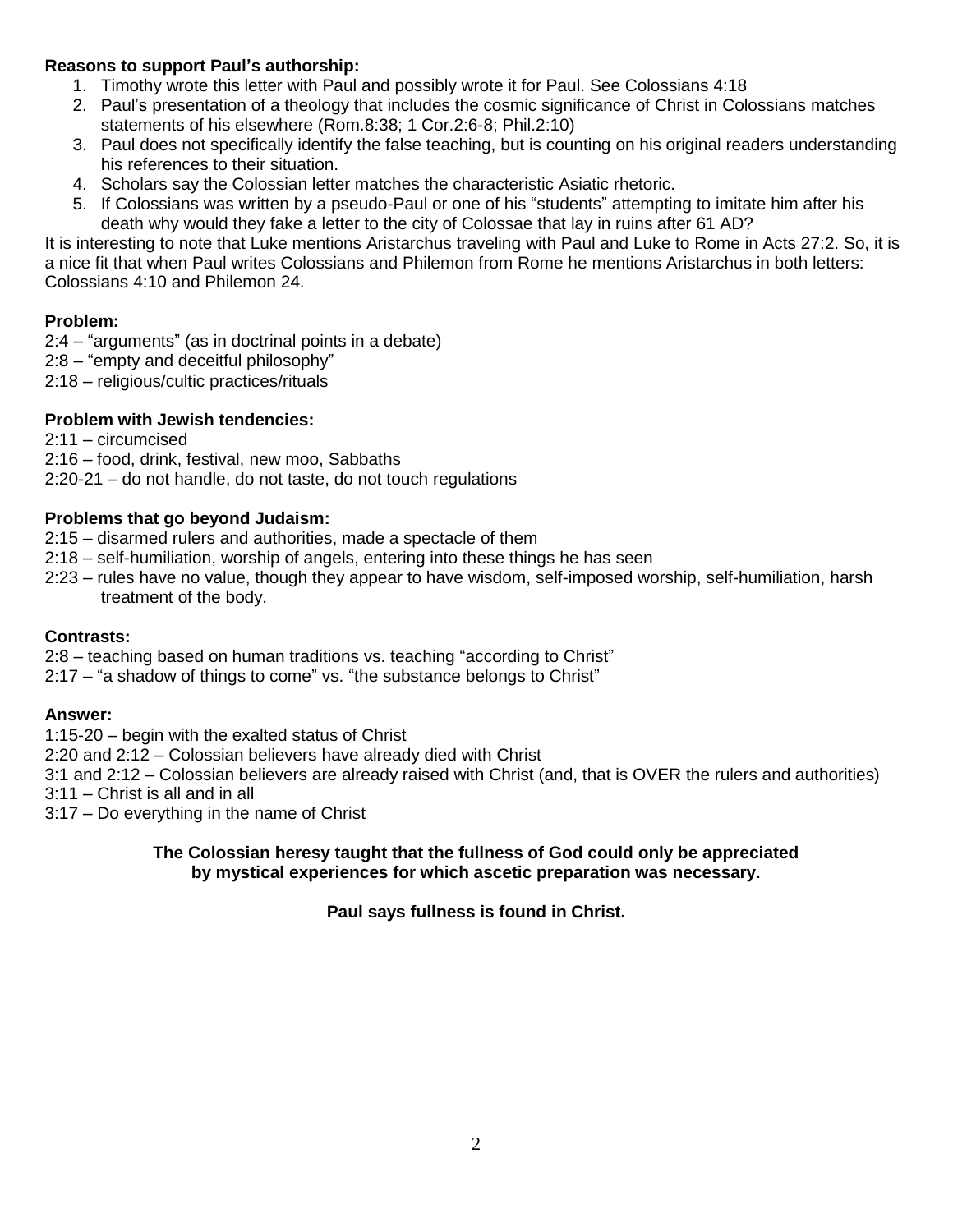**Reasons to support Paul's authorship:**

1. Timothy wrote this letter with Paul and possibly wrote it for Paul. See Colossians 4:18
2. Paul's presentation of a theology that includes the cosmic significance of Christ in Colossians matches statements of his elsewhere (Rom.8:38; 1 Cor.2:6-8; Phil.2:10)
3. Paul does not specifically identify the false teaching, but is counting on his original readers understanding his references to their situation.
4. Scholars say the Colossian letter matches the characteristic Asiatic rhetoric.
5. If Colossians was written by a pseudo-Paul or one of his "students" attempting to imitate him after his death why would they fake a letter to the city of Colossae that lay in ruins after 61 AD?

It is interesting to note that Luke mentions Aristarchus traveling with Paul and Luke to Rome in Acts 27:2. So, it is a nice fit that when Paul writes Colossians and Philemon from Rome he mentions Aristarchus in both letters: Colossians 4:10 and Philemon 24.

**Problem:**

2:4 – "arguments" (as in doctrinal points in a debate)
2:8 – "empty and deceitful philosophy"
2:18 – religious/cultic practices/rituals

**Problem with Jewish tendencies:**

2:11 – circumcised
2:16 – food, drink, festival, new moo, Sabbaths
2:20-21 – do not handle, do not taste, do not touch regulations

**Problems that go beyond Judaism:**

2:15 – disarmed rulers and authorities, made a spectacle of them
2:18 – self-humiliation, worship of angels, entering into these things he has seen
2:23 – rules have no value, though they appear to have wisdom, self-imposed worship, self-humiliation, harsh treatment of the body.

**Contrasts:**

2:8 – teaching based on human traditions vs. teaching "according to Christ"
2:17 – "a shadow of things to come" vs. "the substance belongs to Christ"

**Answer:**

1:15-20 – begin with the exalted status of Christ
2:20 and 2:12 – Colossian believers have already died with Christ
3:1 and 2:12 – Colossian believers are already raised with Christ (and, that is OVER the rulers and authorities)
3:11 – Christ is all and in all
3:17 – Do everything in the name of Christ

**The Colossian heresy taught that the fullness of God could only be appreciated by mystical experiences for which ascetic preparation was necessary.**

**Paul says fullness is found in Christ.**